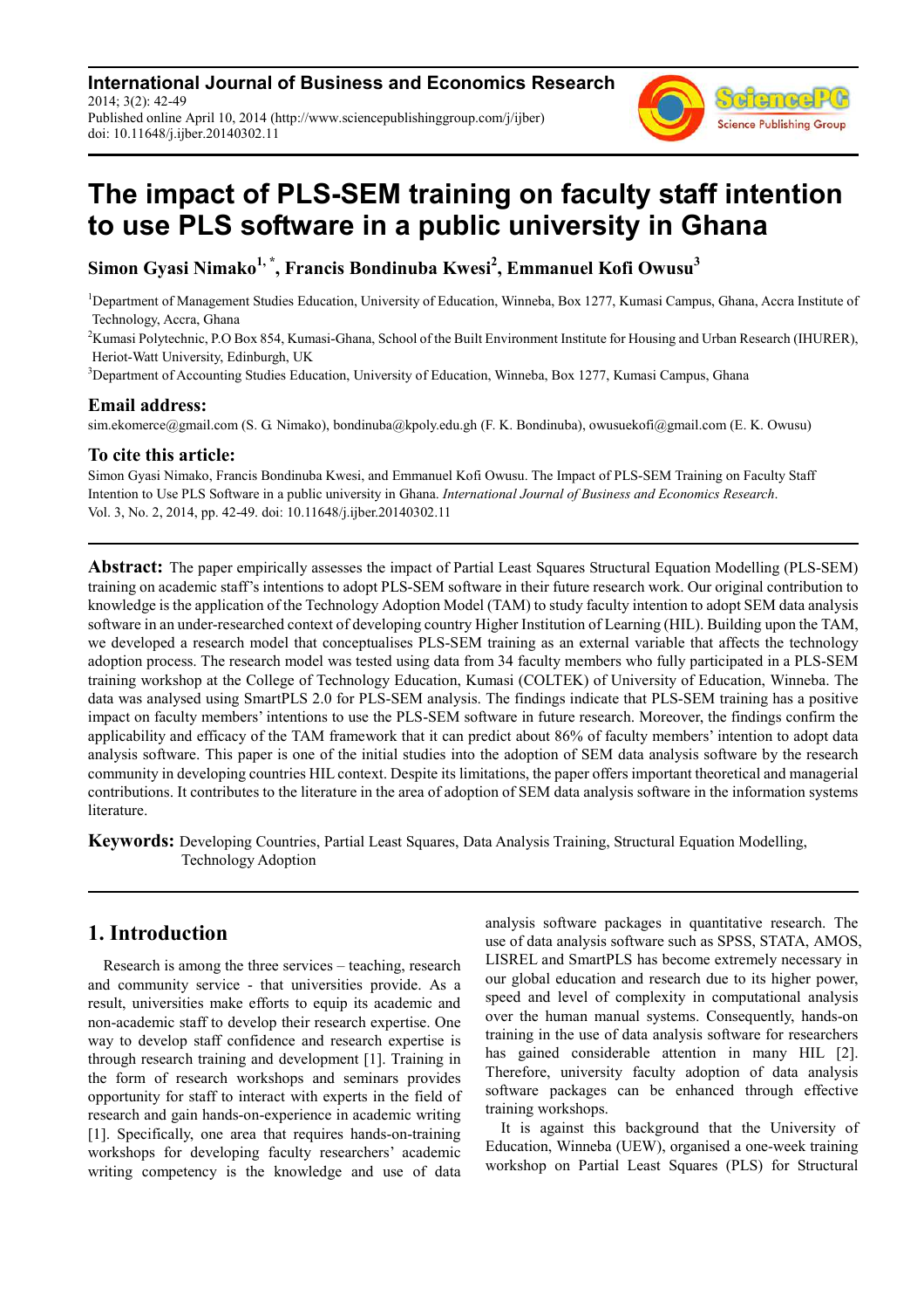# The impact of PLS-SEM training on faculty staff intention to use PLS software in a public university in Ghana

**Simon Gyasi Nimako[1, *], Francis Bondinuba Kwesi[2], Emmanuel Kofi Owusu[3]**

[1]Department of Management Studies Education, University of Education, Winneba, Box 1277, Kumasi Campus, Ghana, Accra Institute of Technology, Accra, Ghana

[2]Kumasi Polytechnic, P.O Box 854, Kumasi-Ghana, School of the Built Environment Institute for Housing and Urban Research (IHURER), Heriot-Watt University, Edinburgh, UK

[3]Department of Accounting Studies Education, University of Education, Winneba, Box 1277, Kumasi Campus, Ghana

### Email address:

sim.ekomerce@gmail.com (S. G. Nimako), bondinuba@kpoly.edu.gh (F. K. Bondinuba), owusuekofi@gmail.com (E. K. Owusu)

### To cite this article:

Simon Gyasi Nimako, Francis Bondinuba Kwesi, and Emmanuel Kofi Owusu. The Impact of PLS-SEM Training on Faculty Staff Intention to Use PLS Software in a public university in Ghana. *International Journal of Business and Economics Research*. Vol. 3, No. 2, 2014, pp. 42-49. doi: 10.11648/j.ijber.20140302.11

**Abstract:** The paper empirically assesses the impact of Partial Least Squares Structural Equation Modelling (PLS-SEM) training on academic staff's intentions to adopt PLS-SEM software in their future research work. Our original contribution to knowledge is the application of the Technology Adoption Model (TAM) to study faculty intention to adopt SEM data analysis software in an under-researched context of developing country Higher Institution of Learning (HIL). Building upon the TAM, we developed a research model that conceptualises PLS-SEM training as an external variable that affects the technology adoption process. The research model was tested using data from 34 faculty members who fully participated in a PLS-SEM training workshop at the College of Technology Education, Kumasi (COLTEK) of University of Education, Winneba. The data was analysed using SmartPLS 2.0 for PLS-SEM analysis. The findings indicate that PLS-SEM training has a positive impact on faculty members' intentions to use the PLS-SEM software in future research. Moreover, the findings confirm the applicability and efficacy of the TAM framework that it can predict about 86% of faculty members' intention to adopt data analysis software. This paper is one of the initial studies into the adoption of SEM data analysis software by the research community in developing countries HIL context. Despite its limitations, the paper offers important theoretical and managerial contributions. It contributes to the literature in the area of adoption of SEM data analysis software in the information systems literature.

**Keywords:** Developing Countries, Partial Least Squares, Data Analysis Training, Structural Equation Modelling, Technology Adoption

## 1. Introduction

Research is among the three services – teaching, research and community service - that universities provide. As a result, universities make efforts to equip its academic and non-academic staff to develop their research expertise. One way to develop staff confidence and research expertise is through research training and development [1]. Training in the form of research workshops and seminars provides opportunity for staff to interact with experts in the field of research and gain hands-on-experience in academic writing [1]. Specifically, one area that requires hands-on-training workshops for developing faculty researchers' academic writing competency is the knowledge and use of data analysis software packages in quantitative research. The use of data analysis software such as SPSS, STATA, AMOS, LISREL and SmartPLS has become extremely necessary in our global education and research due to its higher power, speed and level of complexity in computational analysis over the human manual systems. Consequently, hands-on training in the use of data analysis software for researchers has gained considerable attention in many HIL [2]. Therefore, university faculty adoption of data analysis software packages can be enhanced through effective training workshops.

It is against this background that the University of Education, Winneba (UEW), organised a one-week training workshop on Partial Least Squares (PLS) for Structural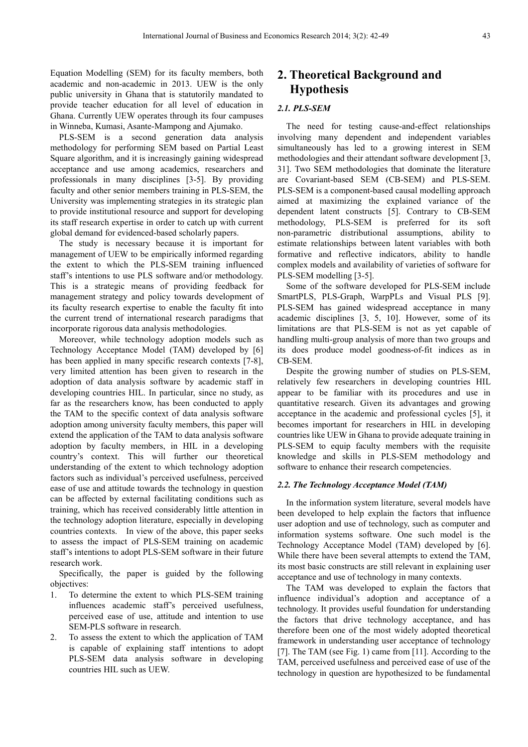Equation Modelling (SEM) for its faculty members, both academic and non-academic in 2013. UEW is the only public university in Ghana that is statutorily mandated to provide teacher education for all level of education in Ghana. Currently UEW operates through its four campuses in Winneba, Kumasi, Asante-Mampong and Ajumako.

PLS-SEM is a second generation data analysis methodology for performing SEM based on Partial Least Square algorithm, and it is increasingly gaining widespread acceptance and use among academics, researchers and professionals in many disciplines [3-5]. By providing faculty and other senior members training in PLS-SEM, the University was implementing strategies in its strategic plan to provide institutional resource and support for developing its staff research expertise in order to catch up with current global demand for evidenced-based scholarly papers.

The study is necessary because it is important for management of UEW to be empirically informed regarding the extent to which the PLS-SEM training influenced staff's intentions to use PLS software and/or methodology. This is a strategic means of providing feedback for management strategy and policy towards development of its faculty research expertise to enable the faculty fit into the current trend of international research paradigms that incorporate rigorous data analysis methodologies.

Moreover, while technology adoption models such as Technology Acceptance Model (TAM) developed by [6] has been applied in many specific research contexts [7-8], very limited attention has been given to research in the adoption of data analysis software by academic staff in developing countries HIL. In particular, since no study, as far as the researchers know, has been conducted to apply the TAM to the specific context of data analysis software adoption among university faculty members, this paper will extend the application of the TAM to data analysis software adoption by faculty members, in HIL in a developing country's context. This will further our theoretical understanding of the extent to which technology adoption factors such as individual's perceived usefulness, perceived ease of use and attitude towards the technology in question can be affected by external facilitating conditions such as training, which has received considerably little attention in the technology adoption literature, especially in developing countries contexts. In view of the above, this paper seeks to assess the impact of PLS-SEM training on academic staff's intentions to adopt PLS-SEM software in their future research work.

Specifically, the paper is guided by the following objectives:

1. To determine the extent to which PLS-SEM training influences academic staff's perceived usefulness, perceived ease of use, attitude and intention to use SEM-PLS software in research.
2. To assess the extent to which the application of TAM is capable of explaining staff intentions to adopt PLS-SEM data analysis software in developing countries HIL such as UEW.

## 2. Theoretical Background and Hypothesis

### *2.1. PLS-SEM*

The need for testing cause-and-effect relationships involving many dependent and independent variables simultaneously has led to a growing interest in SEM methodologies and their attendant software development [3, 31]. Two SEM methodologies that dominate the literature are Covariant-based SEM (CB-SEM) and PLS-SEM. PLS-SEM is a component-based causal modelling approach aimed at maximizing the explained variance of the dependent latent constructs [5]. Contrary to CB-SEM methodology, PLS-SEM is preferred for its soft non-parametric distributional assumptions, ability to estimate relationships between latent variables with both formative and reflective indicators, ability to handle complex models and availability of varieties of software for PLS-SEM modelling [3-5].

Some of the software developed for PLS-SEM include SmartPLS, PLS-Graph, WarpPLs and Visual PLS [9]. PLS-SEM has gained widespread acceptance in many academic disciplines [3, 5, 10]. However, some of its limitations are that PLS-SEM is not as yet capable of handling multi-group analysis of more than two groups and its does produce model goodness-of-fit indices as in CB-SEM.

Despite the growing number of studies on PLS-SEM, relatively few researchers in developing countries HIL appear to be familiar with its procedures and use in quantitative research. Given its advantages and growing acceptance in the academic and professional cycles [5], it becomes important for researchers in HIL in developing countries like UEW in Ghana to provide adequate training in PLS-SEM to equip faculty members with the requisite knowledge and skills in PLS-SEM methodology and software to enhance their research competencies.

### *2.2. The Technology Acceptance Model (TAM)*

In the information system literature, several models have been developed to help explain the factors that influence user adoption and use of technology, such as computer and information systems software. One such model is the Technology Acceptance Model (TAM) developed by [6]. While there have been several attempts to extend the TAM, its most basic constructs are still relevant in explaining user acceptance and use of technology in many contexts.

The TAM was developed to explain the factors that influence individual's adoption and acceptance of a technology. It provides useful foundation for understanding the factors that drive technology acceptance, and has therefore been one of the most widely adopted theoretical framework in understanding user acceptance of technology [7]. The TAM (see Fig. 1) came from [11]. According to the TAM, perceived usefulness and perceived ease of use of the technology in question are hypothesized to be fundamental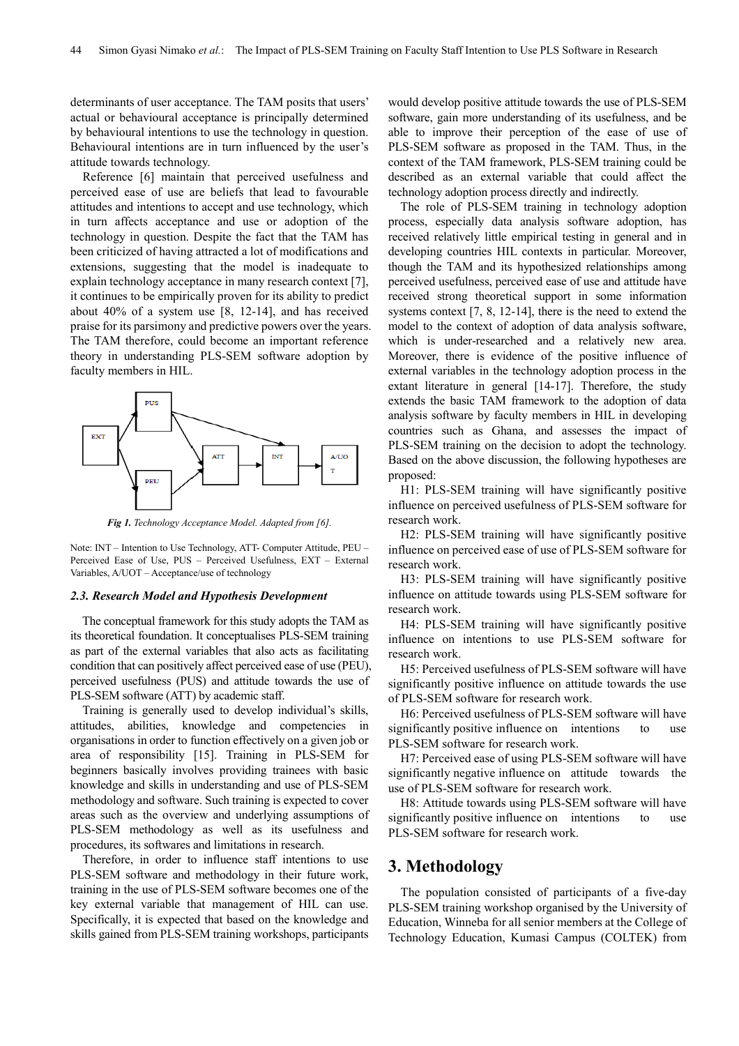determinants of user acceptance. The TAM posits that users' actual or behavioural acceptance is principally determined by behavioural intentions to use the technology in question. Behavioural intentions are in turn influenced by the user's attitude towards technology.

Reference [6] maintain that perceived usefulness and perceived ease of use are beliefs that lead to favourable attitudes and intentions to accept and use technology, which in turn affects acceptance and use or adoption of the technology in question. Despite the fact that the TAM has been criticized of having attracted a lot of modifications and extensions, suggesting that the model is inadequate to explain technology acceptance in many research context [7], it continues to be empirically proven for its ability to predict about 40% of a system use [8, 12-14], and has received praise for its parsimony and predictive powers over the years. The TAM therefore, could become an important reference theory in understanding PLS-SEM software adoption by faculty members in HIL.

***Fig 1.*** *Technology Acceptance Model. Adapted from [6].*

Note: INT – Intention to Use Technology, ATT- Computer Attitude, PEU – Perceived Ease of Use, PUS – Perceived Usefulness, EXT – External Variables, A/UOT – Acceptance/use of technology

### *2.3. Research Model and Hypothesis Development*

The conceptual framework for this study adopts the TAM as its theoretical foundation. It conceptualises PLS-SEM training as part of the external variables that also acts as facilitating condition that can positively affect perceived ease of use (PEU), perceived usefulness (PUS) and attitude towards the use of PLS-SEM software (ATT) by academic staff.

Training is generally used to develop individual's skills, attitudes, abilities, knowledge and competencies in organisations in order to function effectively on a given job or area of responsibility [15]. Training in PLS-SEM for beginners basically involves providing trainees with basic knowledge and skills in understanding and use of PLS-SEM methodology and software. Such training is expected to cover areas such as the overview and underlying assumptions of PLS-SEM methodology as well as its usefulness and procedures, its softwares and limitations in research.

Therefore, in order to influence staff intentions to use PLS-SEM software and methodology in their future work, training in the use of PLS-SEM software becomes one of the key external variable that management of HIL can use. Specifically, it is expected that based on the knowledge and skills gained from PLS-SEM training workshops, participants would develop positive attitude towards the use of PLS-SEM software, gain more understanding of its usefulness, and be able to improve their perception of the ease of use of PLS-SEM software as proposed in the TAM. Thus, in the context of the TAM framework, PLS-SEM training could be described as an external variable that could affect the technology adoption process directly and indirectly.

The role of PLS-SEM training in technology adoption process, especially data analysis software adoption, has received relatively little empirical testing in general and in developing countries HIL contexts in particular. Moreover, though the TAM and its hypothesized relationships among perceived usefulness, perceived ease of use and attitude have received strong theoretical support in some information systems context [7, 8, 12-14], there is the need to extend the model to the context of adoption of data analysis software, which is under-researched and a relatively new area. Moreover, there is evidence of the positive influence of external variables in the technology adoption process in the extant literature in general [14-17]. Therefore, the study extends the basic TAM framework to the adoption of data analysis software by faculty members in HIL in developing countries such as Ghana, and assesses the impact of PLS-SEM training on the decision to adopt the technology. Based on the above discussion, the following hypotheses are proposed:

H1: PLS-SEM training will have significantly positive influence on perceived usefulness of PLS-SEM software for research work.

H2: PLS-SEM training will have significantly positive influence on perceived ease of use of PLS-SEM software for research work.

H3: PLS-SEM training will have significantly positive influence on attitude towards using PLS-SEM software for research work.

H4: PLS-SEM training will have significantly positive influence on intentions to use PLS-SEM software for research work.

H5: Perceived usefulness of PLS-SEM software will have significantly positive influence on attitude towards the use of PLS-SEM software for research work.

H6: Perceived usefulness of PLS-SEM software will have significantly positive influence on intentions to use PLS-SEM software for research work.

H7: Perceived ease of using PLS-SEM software will have significantly negative influence on attitude towards the use of PLS-SEM software for research work.

H8: Attitude towards using PLS-SEM software will have significantly positive influence on intentions to use PLS-SEM software for research work.

## 3. Methodology

The population consisted of participants of a five-day PLS-SEM training workshop organised by the University of Education, Winneba for all senior members at the College of Technology Education, Kumasi Campus (COLTEK) from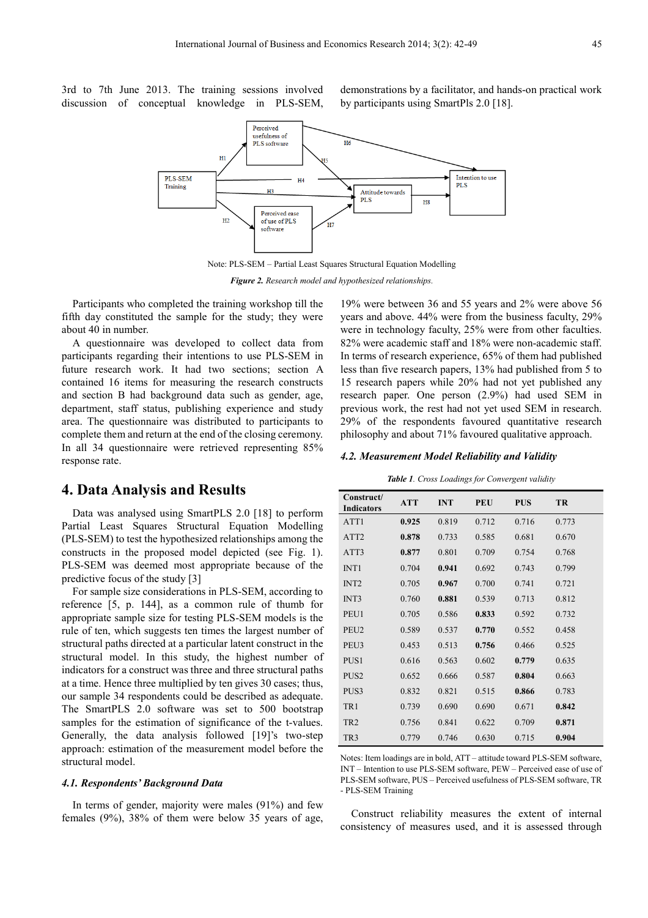3rd to 7th June 2013. The training sessions involved discussion of conceptual knowledge in PLS-SEM, demonstrations by a facilitator, and hands-on practical work by participants using SmartPls 2.0 [18].

Note: PLS-SEM – Partial Least Squares Structural Equation Modelling

***Figure 2.*** *Research model and hypothesized relationships.*

Participants who completed the training workshop till the fifth day constituted the sample for the study; they were about 40 in number.

A questionnaire was developed to collect data from participants regarding their intentions to use PLS-SEM in future research work. It had two sections; section A contained 16 items for measuring the research constructs and section B had background data such as gender, age, department, staff status, publishing experience and study area. The questionnaire was distributed to participants to complete them and return at the end of the closing ceremony. In all 34 questionnaire were retrieved representing 85% response rate.

## 4. Data Analysis and Results

Data was analysed using SmartPLS 2.0 [18] to perform Partial Least Squares Structural Equation Modelling (PLS-SEM) to test the hypothesized relationships among the constructs in the proposed model depicted (see Fig. 1). PLS-SEM was deemed most appropriate because of the predictive focus of the study [3]

For sample size considerations in PLS-SEM, according to reference [5, p. 144], as a common rule of thumb for appropriate sample size for testing PLS-SEM models is the rule of ten, which suggests ten times the largest number of structural paths directed at a particular latent construct in the structural model. In this study, the highest number of indicators for a construct was three and three structural paths at a time. Hence three multiplied by ten gives 30 cases; thus, our sample 34 respondents could be described as adequate. The SmartPLS 2.0 software was set to 500 bootstrap samples for the estimation of significance of the t-values. Generally, the data analysis followed [19]'s two-step approach: estimation of the measurement model before the structural model.

### *4.1. Respondents' Background Data*

In terms of gender, majority were males (91%) and few females (9%), 38% of them were below 35 years of age, 19% were between 36 and 55 years and 2% were above 56 years and above. 44% were from the business faculty, 29% were in technology faculty, 25% were from other faculties. 82% were academic staff and 18% were non-academic staff. In terms of research experience, 65% of them had published less than five research papers, 13% had published from 5 to 15 research papers while 20% had not yet published any research paper. One person (2.9%) had used SEM in previous work, the rest had not yet used SEM in research. 29% of the respondents favoured quantitative research philosophy and about 71% favoured qualitative approach.

### *4.2. Measurement Model Reliability and Validity*

***Table 1****. Cross Loadings for Convergent validity*

| Construct/ Indicators | ATT | INT | PEU | PUS | TR |
|---|---|---|---|---|---|
| ATT1 | **0.925** | 0.819 | 0.712 | 0.716 | 0.773 |
| ATT2 | **0.878** | 0.733 | 0.585 | 0.681 | 0.670 |
| ATT3 | **0.877** | 0.801 | 0.709 | 0.754 | 0.768 |
| INT1 | 0.704 | **0.941** | 0.692 | 0.743 | 0.799 |
| INT2 | 0.705 | **0.967** | 0.700 | 0.741 | 0.721 |
| INT3 | 0.760 | **0.881** | 0.539 | 0.713 | 0.812 |
| PEU1 | 0.705 | 0.586 | **0.833** | 0.592 | 0.732 |
| PEU2 | 0.589 | 0.537 | **0.770** | 0.552 | 0.458 |
| PEU3 | 0.453 | 0.513 | **0.756** | 0.466 | 0.525 |
| PUS1 | 0.616 | 0.563 | 0.602 | **0.779** | 0.635 |
| PUS2 | 0.652 | 0.666 | 0.587 | **0.804** | 0.663 |
| PUS3 | 0.832 | 0.821 | 0.515 | **0.866** | 0.783 |
| TR1 | 0.739 | 0.690 | 0.690 | 0.671 | **0.842** |
| TR2 | 0.756 | 0.841 | 0.622 | 0.709 | **0.871** |
| TR3 | 0.779 | 0.746 | 0.630 | 0.715 | **0.904** |

Notes: Item loadings are in bold, ATT – attitude toward PLS-SEM software, INT – Intention to use PLS-SEM software, PEW – Perceived ease of use of PLS-SEM software, PUS – Perceived usefulness of PLS-SEM software, TR - PLS-SEM Training

Construct reliability measures the extent of internal consistency of measures used, and it is assessed through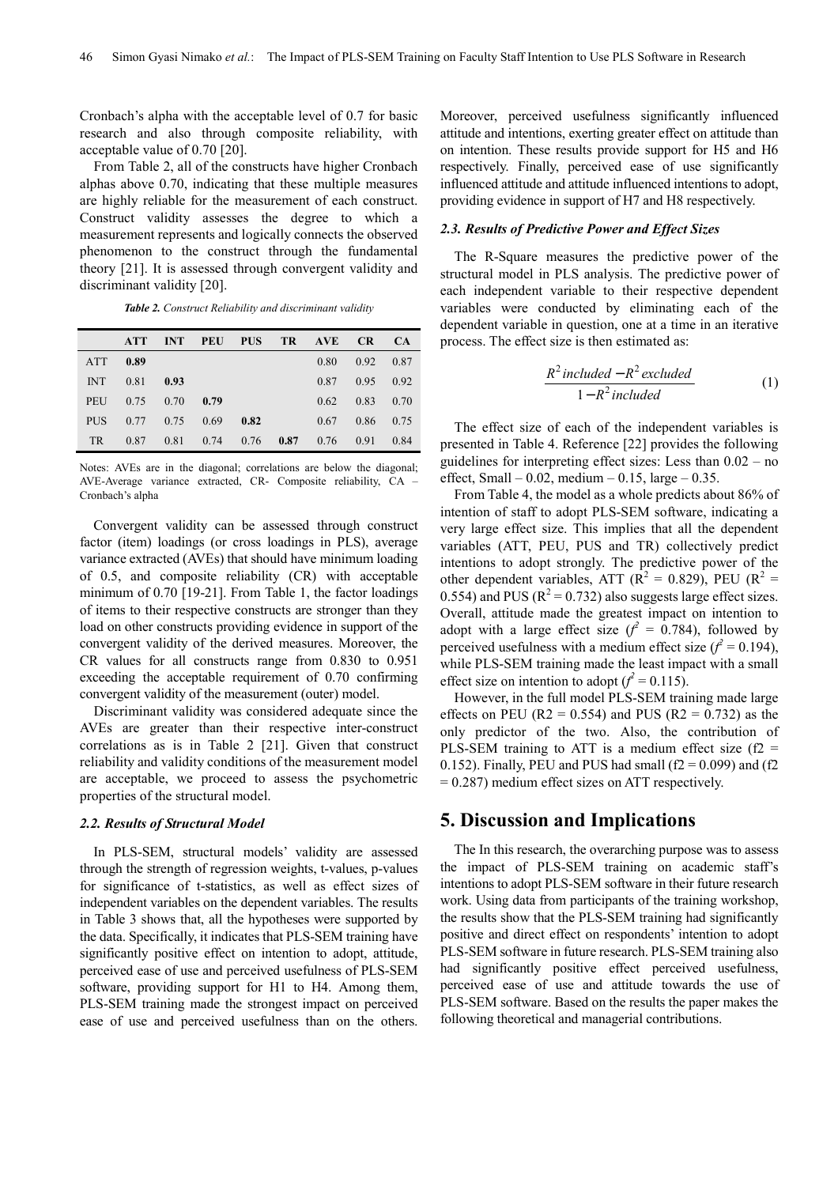Cronbach's alpha with the acceptable level of 0.7 for basic research and also through composite reliability, with acceptable value of 0.70 [20].

From Table 2, all of the constructs have higher Cronbach alphas above 0.70, indicating that these multiple measures are highly reliable for the measurement of each construct. Construct validity assesses the degree to which a measurement represents and logically connects the observed phenomenon to the construct through the fundamental theory [21]. It is assessed through convergent validity and discriminant validity [20].

*Table 2. Construct Reliability and discriminant validity*

| | ATT | INT | PEU | PUS | TR | AVE | CR | CA |
|---|---|---|---|---|---|---|---|---|
| ATT | **0.89** | | | | | 0.80 | 0.92 | 0.87 |
| INT | 0.81 | **0.93** | | | | 0.87 | 0.95 | 0.92 |
| PEU | 0.75 | 0.70 | **0.79** | | | 0.62 | 0.83 | 0.70 |
| PUS | 0.77 | 0.75 | 0.69 | **0.82** | | 0.67 | 0.86 | 0.75 |
| TR | 0.87 | 0.81 | 0.74 | 0.76 | **0.87** | 0.76 | 0.91 | 0.84 |

Notes: AVEs are in the diagonal; correlations are below the diagonal; AVE-Average variance extracted, CR- Composite reliability, CA – Cronbach's alpha

Convergent validity can be assessed through construct factor (item) loadings (or cross loadings in PLS), average variance extracted (AVEs) that should have minimum loading of 0.5, and composite reliability (CR) with acceptable minimum of 0.70 [19-21]. From Table 1, the factor loadings of items to their respective constructs are stronger than they load on other constructs providing evidence in support of the convergent validity of the derived measures. Moreover, the CR values for all constructs range from 0.830 to 0.951 exceeding the acceptable requirement of 0.70 confirming convergent validity of the measurement (outer) model.

Discriminant validity was considered adequate since the AVEs are greater than their respective inter-construct correlations as is in Table 2 [21]. Given that construct reliability and validity conditions of the measurement model are acceptable, we proceed to assess the psychometric properties of the structural model.

### 2.2. Results of Structural Model

In PLS-SEM, structural models' validity are assessed through the strength of regression weights, t-values, p-values for significance of t-statistics, as well as effect sizes of independent variables on the dependent variables. The results in Table 3 shows that, all the hypotheses were supported by the data. Specifically, it indicates that PLS-SEM training have significantly positive effect on intention to adopt, attitude, perceived ease of use and perceived usefulness of PLS-SEM software, providing support for H1 to H4. Among them, PLS-SEM training made the strongest impact on perceived ease of use and perceived usefulness than on the others. Moreover, perceived usefulness significantly influenced attitude and intentions, exerting greater effect on attitude than on intention. These results provide support for H5 and H6 respectively. Finally, perceived ease of use significantly influenced attitude and attitude influenced intentions to adopt, providing evidence in support of H7 and H8 respectively.

### 2.3. Results of Predictive Power and Effect Sizes

The R-Square measures the predictive power of the structural model in PLS analysis. The predictive power of each independent variable to their respective dependent variables were conducted by eliminating each of the dependent variable in question, one at a time in an iterative process. The effect size is then estimated as:

$$\frac{R^2\,included - R^2\,excluded}{1 - R^2\,included} \quad (1)$$

The effect size of each of the independent variables is presented in Table 4. Reference [22] provides the following guidelines for interpreting effect sizes: Less than 0.02 – no effect, Small – 0.02, medium – 0.15, large – 0.35.

From Table 4, the model as a whole predicts about 86% of intention of staff to adopt PLS-SEM software, indicating a very large effect size. This implies that all the dependent variables (ATT, PEU, PUS and TR) collectively predict intentions to adopt strongly. The predictive power of the other dependent variables, ATT ($R^2$ = 0.829), PEU ($R^2$ = 0.554) and PUS ($R^2$ = 0.732) also suggests large effect sizes. Overall, attitude made the greatest impact on intention to adopt with a large effect size ($f^2$ = 0.784), followed by perceived usefulness with a medium effect size ($f^2$ = 0.194), while PLS-SEM training made the least impact with a small effect size on intention to adopt ($f^2$ = 0.115).

However, in the full model PLS-SEM training made large effects on PEU (R2 = 0.554) and PUS (R2 = 0.732) as the only predictor of the two. Also, the contribution of PLS-SEM training to ATT is a medium effect size (f2 = 0.152). Finally, PEU and PUS had small (f2 = 0.099) and (f2 = 0.287) medium effect sizes on ATT respectively.

## 5. Discussion and Implications

The In this research, the overarching purpose was to assess the impact of PLS-SEM training on academic staff's intentions to adopt PLS-SEM software in their future research work. Using data from participants of the training workshop, the results show that the PLS-SEM training had significantly positive and direct effect on respondents' intention to adopt PLS-SEM software in future research. PLS-SEM training also had significantly positive effect perceived usefulness, perceived ease of use and attitude towards the use of PLS-SEM software. Based on the results the paper makes the following theoretical and managerial contributions.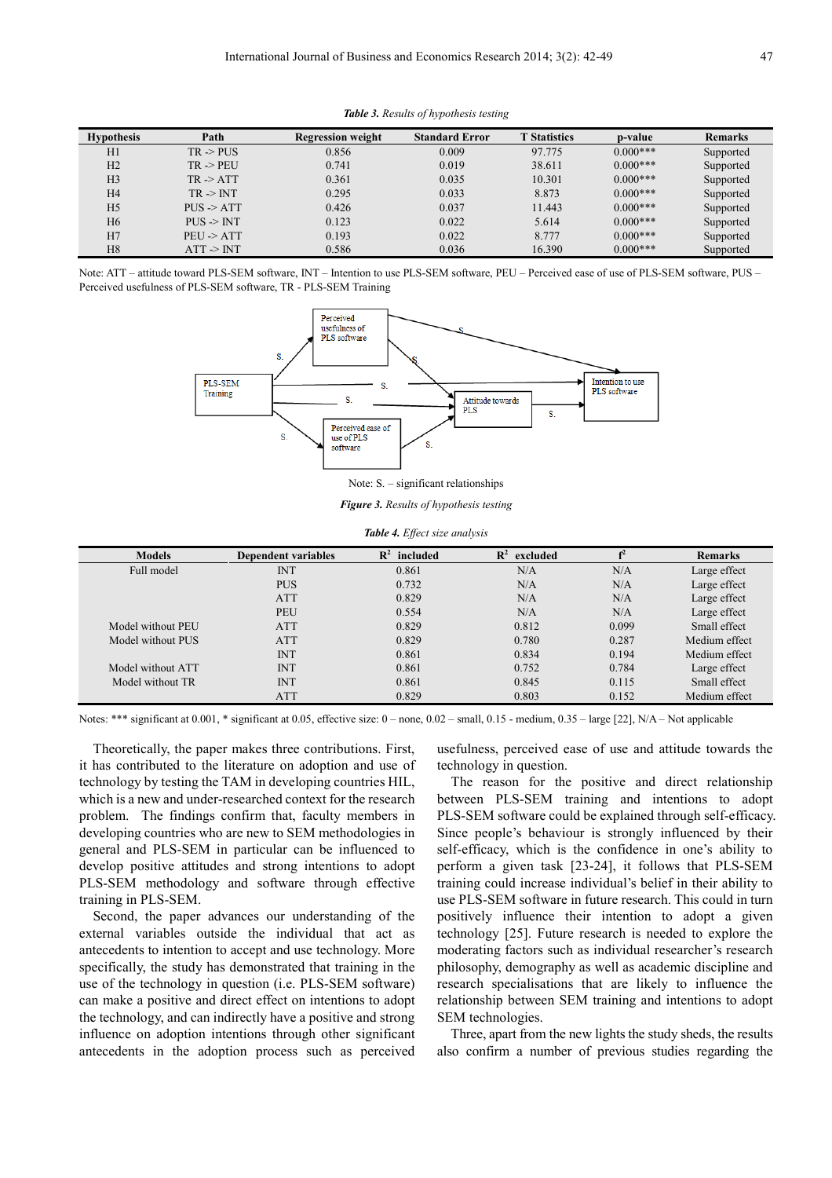*Table 3. Results of hypothesis testing*

| Hypothesis | Path | Regression weight | Standard Error | T Statistics | p-value | Remarks |
|---|---|---|---|---|---|---|
| H1 | TR -> PUS | 0.856 | 0.009 | 97.775 | 0.000*** | Supported |
| H2 | TR -> PEU | 0.741 | 0.019 | 38.611 | 0.000*** | Supported |
| H3 | TR -> ATT | 0.361 | 0.035 | 10.301 | 0.000*** | Supported |
| H4 | TR -> INT | 0.295 | 0.033 | 8.873 | 0.000*** | Supported |
| H5 | PUS -> ATT | 0.426 | 0.037 | 11.443 | 0.000*** | Supported |
| H6 | PUS -> INT | 0.123 | 0.022 | 5.614 | 0.000*** | Supported |
| H7 | PEU -> ATT | 0.193 | 0.022 | 8.777 | 0.000*** | Supported |
| H8 | ATT -> INT | 0.586 | 0.036 | 16.390 | 0.000*** | Supported |

Note: ATT – attitude toward PLS-SEM software, INT – Intention to use PLS-SEM software, PEU – Perceived ease of use of PLS-SEM software, PUS – Perceived usefulness of PLS-SEM software, TR - PLS-SEM Training

Note: S. – significant relationships

*Figure 3. Results of hypothesis testing*

*Table 4. Effect size analysis*

| Models | Dependent variables | $R^2$ included | $R^2$ excluded | $f^2$ | Remarks |
|---|---|---|---|---|---|
| Full model | INT | 0.861 | N/A | N/A | Large effect |
| | PUS | 0.732 | N/A | N/A | Large effect |
| | ATT | 0.829 | N/A | N/A | Large effect |
| | PEU | 0.554 | N/A | N/A | Large effect |
| Model without PEU | ATT | 0.829 | 0.812 | 0.099 | Small effect |
| Model without PUS | ATT | 0.829 | 0.780 | 0.287 | Medium effect |
| | INT | 0.861 | 0.834 | 0.194 | Medium effect |
| Model without ATT | INT | 0.861 | 0.752 | 0.784 | Large effect |
| Model without TR | INT | 0.861 | 0.845 | 0.115 | Small effect |
| | ATT | 0.829 | 0.803 | 0.152 | Medium effect |

Notes: *** significant at 0.001, * significant at 0.05, effective size: 0 – none, 0.02 – small, 0.15 - medium, 0.35 – large [22], N/A – Not applicable

Theoretically, the paper makes three contributions. First, it has contributed to the literature on adoption and use of technology by testing the TAM in developing countries HIL, which is a new and under-researched context for the research problem. The findings confirm that, faculty members in developing countries who are new to SEM methodologies in general and PLS-SEM in particular can be influenced to develop positive attitudes and strong intentions to adopt PLS-SEM methodology and software through effective training in PLS-SEM.

Second, the paper advances our understanding of the external variables outside the individual that act as antecedents to intention to accept and use technology. More specifically, the study has demonstrated that training in the use of the technology in question (i.e. PLS-SEM software) can make a positive and direct effect on intentions to adopt the technology, and can indirectly have a positive and strong influence on adoption intentions through other significant antecedents in the adoption process such as perceived usefulness, perceived ease of use and attitude towards the technology in question.

The reason for the positive and direct relationship between PLS-SEM training and intentions to adopt PLS-SEM software could be explained through self-efficacy. Since people's behaviour is strongly influenced by their self-efficacy, which is the confidence in one's ability to perform a given task [23-24], it follows that PLS-SEM training could increase individual's belief in their ability to use PLS-SEM software in future research. This could in turn positively influence their intention to adopt a given technology [25]. Future research is needed to explore the moderating factors such as individual researcher's research philosophy, demography as well as academic discipline and research specialisations that are likely to influence the relationship between SEM training and intentions to adopt SEM technologies.

Three, apart from the new lights the study sheds, the results also confirm a number of previous studies regarding the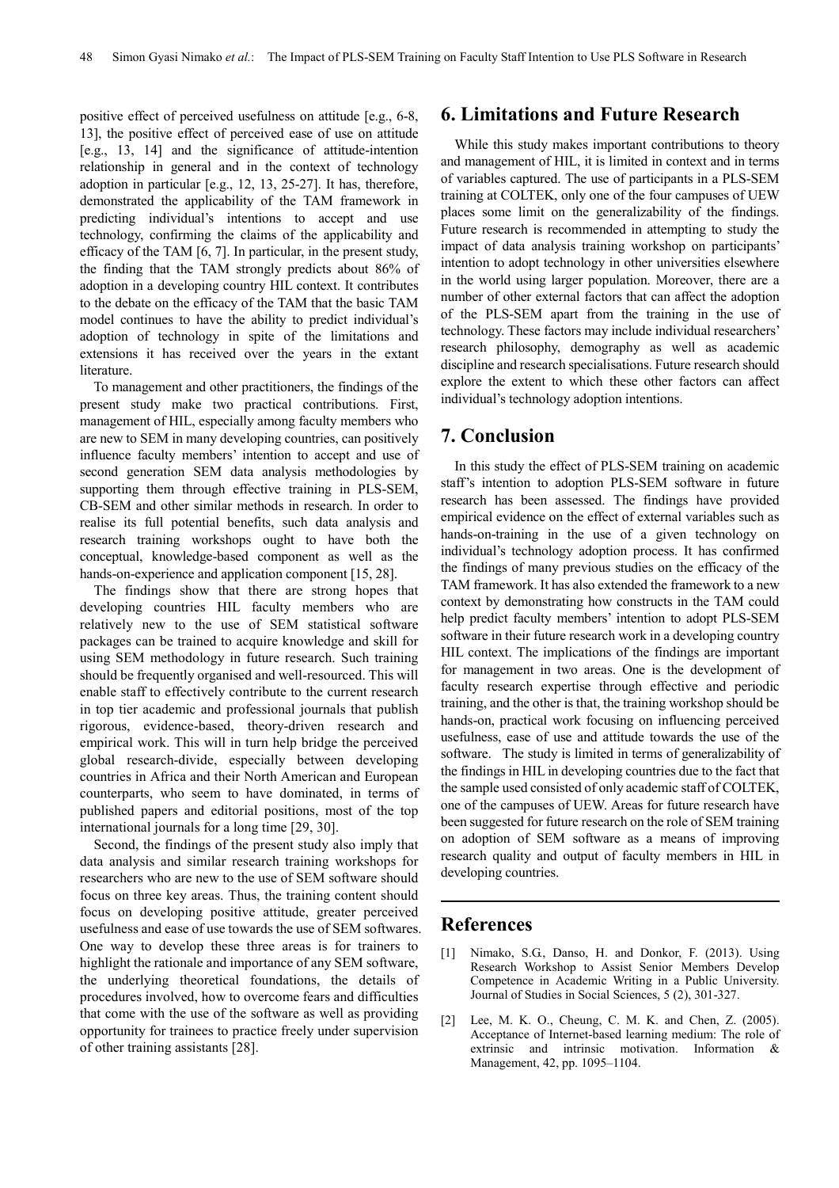positive effect of perceived usefulness on attitude [e.g., 6-8, 13], the positive effect of perceived ease of use on attitude [e.g., 13, 14] and the significance of attitude-intention relationship in general and in the context of technology adoption in particular [e.g., 12, 13, 25-27]. It has, therefore, demonstrated the applicability of the TAM framework in predicting individual's intentions to accept and use technology, confirming the claims of the applicability and efficacy of the TAM [6, 7]. In particular, in the present study, the finding that the TAM strongly predicts about 86% of adoption in a developing country HIL context. It contributes to the debate on the efficacy of the TAM that the basic TAM model continues to have the ability to predict individual's adoption of technology in spite of the limitations and extensions it has received over the years in the extant literature.

To management and other practitioners, the findings of the present study make two practical contributions. First, management of HIL, especially among faculty members who are new to SEM in many developing countries, can positively influence faculty members' intention to accept and use of second generation SEM data analysis methodologies by supporting them through effective training in PLS-SEM, CB-SEM and other similar methods in research. In order to realise its full potential benefits, such data analysis and research training workshops ought to have both the conceptual, knowledge-based component as well as the hands-on-experience and application component [15, 28].

The findings show that there are strong hopes that developing countries HIL faculty members who are relatively new to the use of SEM statistical software packages can be trained to acquire knowledge and skill for using SEM methodology in future research. Such training should be frequently organised and well-resourced. This will enable staff to effectively contribute to the current research in top tier academic and professional journals that publish rigorous, evidence-based, theory-driven research and empirical work. This will in turn help bridge the perceived global research-divide, especially between developing countries in Africa and their North American and European counterparts, who seem to have dominated, in terms of published papers and editorial positions, most of the top international journals for a long time [29, 30].

Second, the findings of the present study also imply that data analysis and similar research training workshops for researchers who are new to the use of SEM software should focus on three key areas. Thus, the training content should focus on developing positive attitude, greater perceived usefulness and ease of use towards the use of SEM softwares. One way to develop these three areas is for trainers to highlight the rationale and importance of any SEM software, the underlying theoretical foundations, the details of procedures involved, how to overcome fears and difficulties that come with the use of the software as well as providing opportunity for trainees to practice freely under supervision of other training assistants [28].

# 6. Limitations and Future Research

While this study makes important contributions to theory and management of HIL, it is limited in context and in terms of variables captured. The use of participants in a PLS-SEM training at COLTEK, only one of the four campuses of UEW places some limit on the generalizability of the findings. Future research is recommended in attempting to study the impact of data analysis training workshop on participants' intention to adopt technology in other universities elsewhere in the world using larger population. Moreover, there are a number of other external factors that can affect the adoption of the PLS-SEM apart from the training in the use of technology. These factors may include individual researchers' research philosophy, demography as well as academic discipline and research specialisations. Future research should explore the extent to which these other factors can affect individual's technology adoption intentions.

# 7. Conclusion

In this study the effect of PLS-SEM training on academic staff's intention to adoption PLS-SEM software in future research has been assessed. The findings have provided empirical evidence on the effect of external variables such as hands-on-training in the use of a given technology on individual's technology adoption process. It has confirmed the findings of many previous studies on the efficacy of the TAM framework. It has also extended the framework to a new context by demonstrating how constructs in the TAM could help predict faculty members' intention to adopt PLS-SEM software in their future research work in a developing country HIL context. The implications of the findings are important for management in two areas. One is the development of faculty research expertise through effective and periodic training, and the other is that, the training workshop should be hands-on, practical work focusing on influencing perceived usefulness, ease of use and attitude towards the use of the software. The study is limited in terms of generalizability of the findings in HIL in developing countries due to the fact that the sample used consisted of only academic staff of COLTEK, one of the campuses of UEW. Areas for future research have been suggested for future research on the role of SEM training on adoption of SEM software as a means of improving research quality and output of faculty members in HIL in developing countries.

# References

[1] Nimako, S.G., Danso, H. and Donkor, F. (2013). Using Research Workshop to Assist Senior Members Develop Competence in Academic Writing in a Public University. Journal of Studies in Social Sciences, 5 (2), 301-327.

[2] Lee, M. K. O., Cheung, C. M. K. and Chen, Z. (2005). Acceptance of Internet-based learning medium: The role of extrinsic and intrinsic motivation. Information & Management, 42, pp. 1095–1104.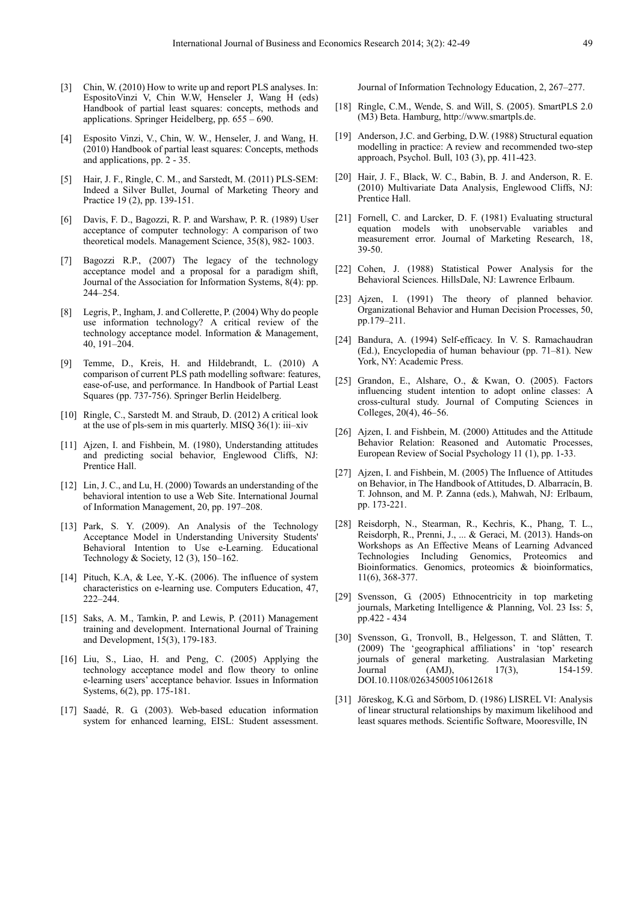[3] Chin, W. (2010) How to write up and report PLS analyses. In: EspositoVinzi V, Chin W.W, Henseler J, Wang H (eds) Handbook of partial least squares: concepts, methods and applications. Springer Heidelberg, pp. 655 – 690.

[4] Esposito Vinzi, V., Chin, W. W., Henseler, J. and Wang, H. (2010) Handbook of partial least squares: Concepts, methods and applications, pp. 2 - 35.

[5] Hair, J. F., Ringle, C. M., and Sarstedt, M. (2011) PLS-SEM: Indeed a Silver Bullet, Journal of Marketing Theory and Practice 19 (2), pp. 139-151.

[6] Davis, F. D., Bagozzi, R. P. and Warshaw, P. R. (1989) User acceptance of computer technology: A comparison of two theoretical models. Management Science, 35(8), 982- 1003.

[7] Bagozzi R.P., (2007) The legacy of the technology acceptance model and a proposal for a paradigm shift, Journal of the Association for Information Systems, 8(4): pp. 244–254.

[8] Legris, P., Ingham, J. and Collerette, P. (2004) Why do people use information technology? A critical review of the technology acceptance model. Information & Management, 40, 191–204.

[9] Temme, D., Kreis, H. and Hildebrandt, L. (2010) A comparison of current PLS path modelling software: features, ease-of-use, and performance. In Handbook of Partial Least Squares (pp. 737-756). Springer Berlin Heidelberg.

[10] Ringle, C., Sarstedt M. and Straub, D. (2012) A critical look at the use of pls-sem in mis quarterly. MISQ 36(1): iii–xiv

[11] Ajzen, I. and Fishbein, M. (1980), Understanding attitudes and predicting social behavior, Englewood Cliffs, NJ: Prentice Hall.

[12] Lin, J. C., and Lu, H. (2000) Towards an understanding of the behavioral intention to use a Web Site. International Journal of Information Management, 20, pp. 197–208.

[13] Park, S. Y. (2009). An Analysis of the Technology Acceptance Model in Understanding University Students' Behavioral Intention to Use e-Learning. Educational Technology & Society, 12 (3), 150–162.

[14] Pituch, K.A, & Lee, Y.-K. (2006). The influence of system characteristics on e-learning use. Computers Education, 47, 222–244.

[15] Saks, A. M., Tamkin, P. and Lewis, P. (2011) Management training and development. International Journal of Training and Development, 15(3), 179-183.

[16] Liu, S., Liao, H. and Peng, C. (2005) Applying the technology acceptance model and flow theory to online e-learning users' acceptance behavior. Issues in Information Systems, 6(2), pp. 175-181.

[17] Saadé, R. G. (2003). Web-based education information system for enhanced learning, EISL: Student assessment. Journal of Information Technology Education, 2, 267–277.

[18] Ringle, C.M., Wende, S. and Will, S. (2005). SmartPLS 2.0 (M3) Beta. Hamburg, http://www.smartpls.de.

[19] Anderson, J.C. and Gerbing, D.W. (1988) Structural equation modelling in practice: A review and recommended two-step approach, Psychol. Bull, 103 (3), pp. 411-423.

[20] Hair, J. F., Black, W. C., Babin, B. J. and Anderson, R. E. (2010) Multivariate Data Analysis, Englewood Cliffs, NJ: Prentice Hall.

[21] Fornell, C. and Larcker, D. F. (1981) Evaluating structural equation models with unobservable variables and measurement error. Journal of Marketing Research, 18, 39-50.

[22] Cohen, J. (1988) Statistical Power Analysis for the Behavioral Sciences. HillsDale, NJ: Lawrence Erlbaum.

[23] Ajzen, I. (1991) The theory of planned behavior. Organizational Behavior and Human Decision Processes, 50, pp.179–211.

[24] Bandura, A. (1994) Self-efficacy. In V. S. Ramachaudran (Ed.), Encyclopedia of human behaviour (pp. 71–81). New York, NY: Academic Press.

[25] Grandon, E., Alshare, O., & Kwan, O. (2005). Factors influencing student intention to adopt online classes: A cross-cultural study. Journal of Computing Sciences in Colleges, 20(4), 46–56.

[26] Ajzen, I. and Fishbein, M. (2000) Attitudes and the Attitude Behavior Relation: Reasoned and Automatic Processes, European Review of Social Psychology 11 (1), pp. 1-33.

[27] Ajzen, I. and Fishbein, M. (2005) The Influence of Attitudes on Behavior, in The Handbook of Attitudes, D. Albarracín, B. T. Johnson, and M. P. Zanna (eds.), Mahwah, NJ: Erlbaum, pp. 173-221.

[28] Reisdorph, N., Stearman, R., Kechris, K., Phang, T. L., Reisdorph, R., Prenni, J., ... & Geraci, M. (2013). Hands-on Workshops as An Effective Means of Learning Advanced Technologies Including Genomics, Proteomics and Bioinformatics. Genomics, proteomics & bioinformatics, 11(6), 368-377.

[29] Svensson, G. (2005) Ethnocentricity in top marketing journals, Marketing Intelligence & Planning, Vol. 23 Iss: 5, pp.422 - 434

[30] Svensson, G., Tronvoll, B., Helgesson, T. and Slåtten, T. (2009) The 'geographical affiliations' in 'top' research journals of general marketing. Australasian Marketing Journal (AMJ), 17(3), 154-159. DOI.10.1108/02634500510612618

[31] Jöreskog, K.G. and Sörbom, D. (1986) LISREL VI: Analysis of linear structural relationships by maximum likelihood and least squares methods. Scientific Software, Mooresville, IN